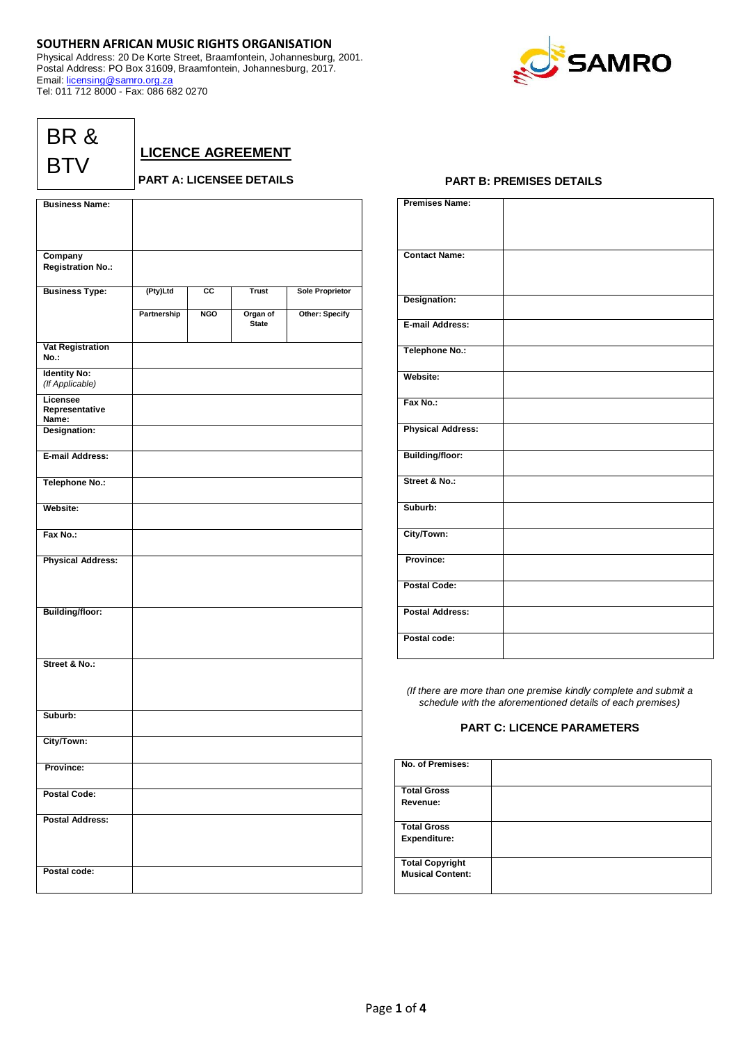**SOUTHERN AFRICAN MUSIC RIGHTS ORGANISATION**
Physical Address: 20 De Korte Street, Braamfontein, Johannesburg, 2001.
Postal Address: PO Box 31609, Braamfontein, Johannesburg, 2017.
Email: licensing@samro.org.za
Tel: 011 712 8000 - Fax: 086 682 0270

SAMRO

BR & BTV

# LICENCE AGREEMENT

## PART A: LICENSEE DETAILS

| | | | | |
|---|---|---|---|---|
| **Business Name:** | | | | |
| **Company Registration No.:** | | | | |
| **Business Type:** | (Pty)Ltd | CC | Trust | Sole Proprietor |
| | Partnership | NGO | Organ of State | Other: Specify |
| **Vat Registration No.:** | | | | |
| **Identity No:** *(If Applicable)* | | | | |
| **Licensee Representative Name:** | | | | |
| **Designation:** | | | | |
| **E-mail Address:** | | | | |
| **Telephone No.:** | | | | |
| **Website:** | | | | |
| **Fax No.:** | | | | |
| **Physical Address:** | | | | |
| **Building/floor:** | | | | |
| **Street & No.:** | | | | |
| **Suburb:** | | | | |
| **City/Town:** | | | | |
| **Province:** | | | | |
| **Postal Code:** | | | | |
| **Postal Address:** | | | | |
| **Postal code:** | | | | |

## PART B: PREMISES DETAILS

| | |
|---|---|
| **Premises Name:** | |
| **Contact Name:** | |
| **Designation:** | |
| **E-mail Address:** | |
| **Telephone No.:** | |
| **Website:** | |
| **Fax No.:** | |
| **Physical Address:** | |
| **Building/floor:** | |
| **Street & No.:** | |
| **Suburb:** | |
| **City/Town:** | |
| **Province:** | |
| **Postal Code:** | |
| **Postal Address:** | |
| **Postal code:** | |

*(If there are more than one premise kindly complete and submit a schedule with the aforementioned details of each premises)*

## PART C: LICENCE PARAMETERS

| | |
|---|---|
| **No. of Premises:** | |
| **Total Gross Revenue:** | |
| **Total Gross Expenditure:** | |
| **Total Copyright Musical Content:** | |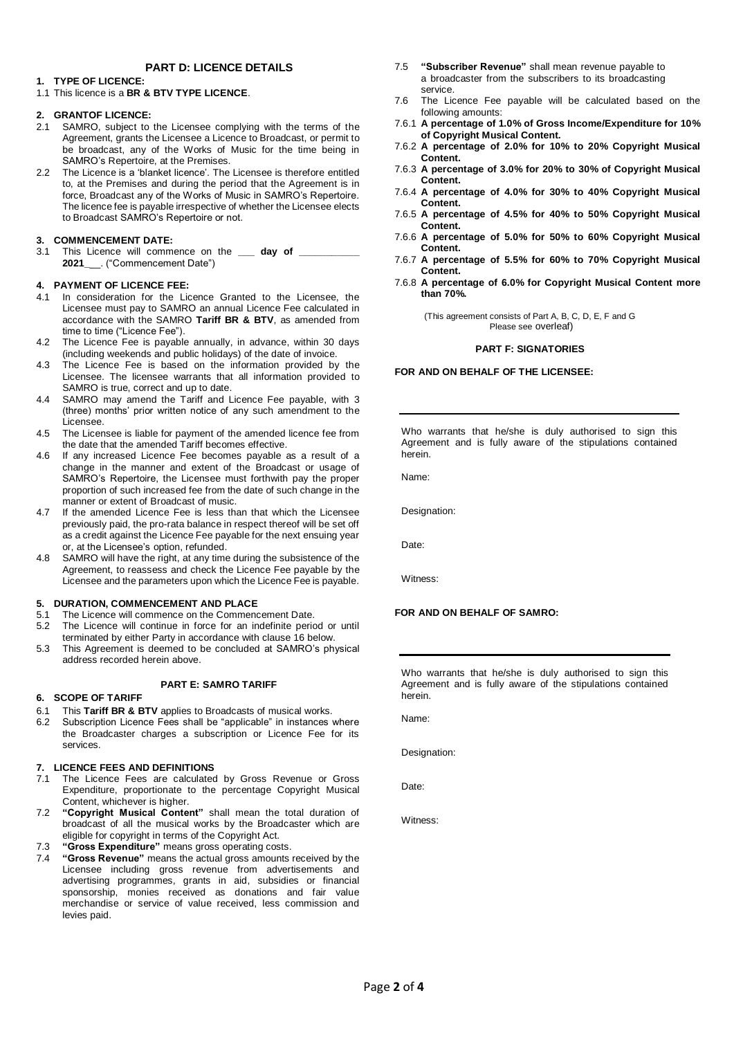## PART D: LICENCE DETAILS

**1. TYPE OF LICENCE:**

1.1 This licence is a **BR & BTV TYPE LICENCE**.

**2. GRANTOF LICENCE:**

2.1 SAMRO, subject to the Licensee complying with the terms of the Agreement, grants the Licensee a Licence to Broadcast, or permit to be broadcast, any of the Works of Music for the time being in SAMRO's Repertoire, at the Premises.

2.2 The Licence is a 'blanket licence'. The Licensee is therefore entitled to, at the Premises and during the period that the Agreement is in force, Broadcast any of the Works of Music in SAMRO's Repertoire. The licence fee is payable irrespective of whether the Licensee elects to Broadcast SAMRO's Repertoire or not.

**3. COMMENCEMENT DATE:**

3.1 This Licence will commence on the ___ **day of** ___________ **2021**___. ("Commencement Date")

**4. PAYMENT OF LICENCE FEE:**

4.1 In consideration for the Licence Granted to the Licensee, the Licensee must pay to SAMRO an annual Licence Fee calculated in accordance with the SAMRO **Tariff BR & BTV**, as amended from time to time ("Licence Fee").

4.2 The Licence Fee is payable annually, in advance, within 30 days (including weekends and public holidays) of the date of invoice.

4.3 The Licence Fee is based on the information provided by the Licensee. The licensee warrants that all information provided to SAMRO is true, correct and up to date.

4.4 SAMRO may amend the Tariff and Licence Fee payable, with 3 (three) months' prior written notice of any such amendment to the Licensee.

4.5 The Licensee is liable for payment of the amended licence fee from the date that the amended Tariff becomes effective.

4.6 If any increased Licence Fee becomes payable as a result of a change in the manner and extent of the Broadcast or usage of SAMRO's Repertoire, the Licensee must forthwith pay the proper proportion of such increased fee from the date of such change in the manner or extent of Broadcast of music.

4.7 If the amended Licence Fee is less than that which the Licensee previously paid, the pro-rata balance in respect thereof will be set off as a credit against the Licence Fee payable for the next ensuing year or, at the Licensee's option, refunded.

4.8 SAMRO will have the right, at any time during the subsistence of the Agreement, to reassess and check the Licence Fee payable by the Licensee and the parameters upon which the Licence Fee is payable.

**5. DURATION, COMMENCEMENT AND PLACE**

5.1 The Licence will commence on the Commencement Date.

5.2 The Licence will continue in force for an indefinite period or until terminated by either Party in accordance with clause 16 below.

5.3 This Agreement is deemed to be concluded at SAMRO's physical address recorded herein above.

## PART E: SAMRO TARIFF

**6. SCOPE OF TARIFF**

6.1 This **Tariff BR & BTV** applies to Broadcasts of musical works.

6.2 Subscription Licence Fees shall be "applicable" in instances where the Broadcaster charges a subscription or Licence Fee for its services.

**7. LICENCE FEES AND DEFINITIONS**

7.1 The Licence Fees are calculated by Gross Revenue or Gross Expenditure, proportionate to the percentage Copyright Musical Content, whichever is higher.

7.2 **"Copyright Musical Content"** shall mean the total duration of broadcast of all the musical works by the Broadcaster which are eligible for copyright in terms of the Copyright Act.

7.3 **"Gross Expenditure"** means gross operating costs.

7.4 **"Gross Revenue"** means the actual gross amounts received by the Licensee including gross revenue from advertisements and advertising programmes, grants in aid, subsidies or financial sponsorship, monies received as donations and fair value merchandise or service of value received, less commission and levies paid.

7.5 **"Subscriber Revenue"** shall mean revenue payable to a broadcaster from the subscribers to its broadcasting service.

7.6 The Licence Fee payable will be calculated based on the following amounts:

7.6.1 **A percentage of 1.0% of Gross Income/Expenditure for 10% of Copyright Musical Content.**

7.6.2 **A percentage of 2.0% for 10% to 20% Copyright Musical Content.**

7.6.3 **A percentage of 3.0% for 20% to 30% of Copyright Musical Content.**

7.6.4 **A percentage of 4.0% for 30% to 40% Copyright Musical Content.**

7.6.5 **A percentage of 4.5% for 40% to 50% Copyright Musical Content.**

7.6.6 **A percentage of 5.0% for 50% to 60% Copyright Musical Content.**

7.6.7 **A percentage of 5.5% for 60% to 70% Copyright Musical Content.**

7.6.8 **A percentage of 6.0% for Copyright Musical Content more than 70%.**

(This agreement consists of Part A, B, C, D, E, F and G
Please see overleaf)

## PART F: SIGNATORIES

**FOR AND ON BEHALF OF THE LICENSEE:**

_______________________________________

Who warrants that he/she is duly authorised to sign this Agreement and is fully aware of the stipulations contained herein.

Name:

Designation:

Date:

Witness:

**FOR AND ON BEHALF OF SAMRO:**

_______________________________________

Who warrants that he/she is duly authorised to sign this Agreement and is fully aware of the stipulations contained herein.

Name:

Designation:

Date:

Witness: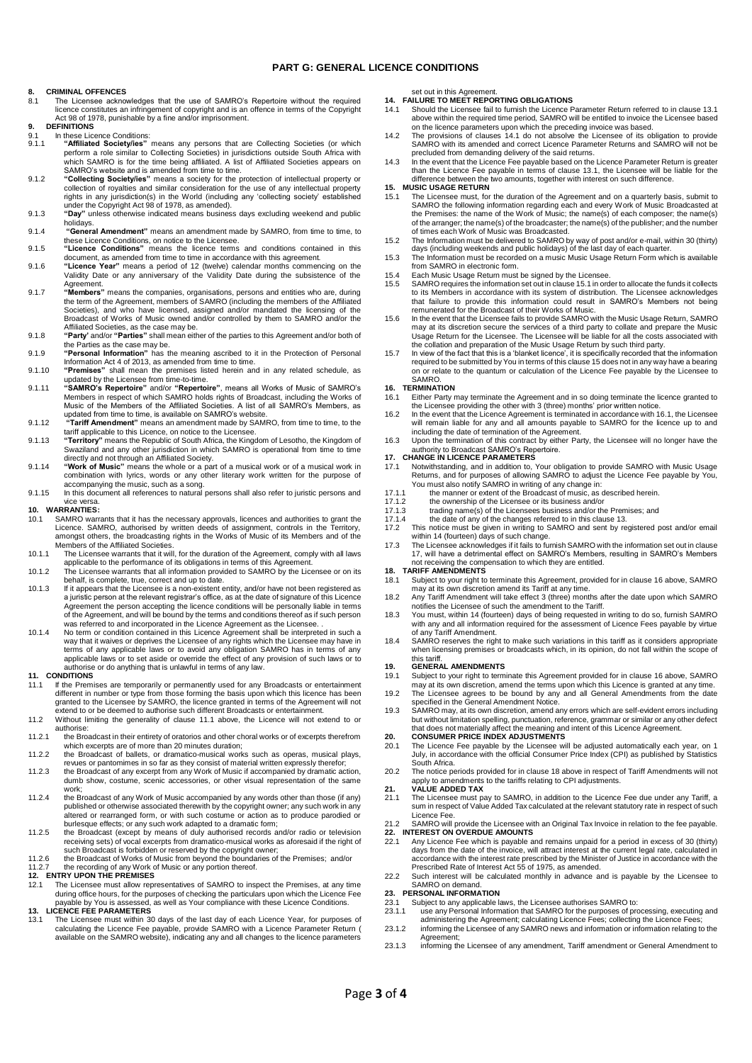# PART G: GENERAL LICENCE CONDITIONS

**8. CRIMINAL OFFENCES**

8.1 The Licensee acknowledges that the use of SAMRO's Repertoire without the required licence constitutes an infringement of copyright and is an offence in terms of the Copyright Act 98 of 1978, punishable by a fine and/or imprisonment.

**9. DEFINITIONS**

9.1 In these Licence Conditions:

9.1.1 **"Affiliated Society/ies"** means any persons that are Collecting Societies (or which perform a role similar to Collecting Societies) in jurisdictions outside South Africa with which SAMRO is for the time being affiliated. A list of Affiliated Societies appears on SAMRO's website and is amended from time to time.

9.1.2 **"Collecting Society/ies"** means a society for the protection of intellectual property or collection of royalties and similar consideration for the use of any intellectual property rights in any jurisdiction(s) in the World (including any 'collecting society' established under the Copyright Act 98 of 1978, as amended).

9.1.3 **"Day"** unless otherwise indicated means business days excluding weekend and public holidays.

9.1.4 **"General Amendment"** means an amendment made by SAMRO, from time to time, to these Licence Conditions, on notice to the Licensee.

9.1.5 **"Licence Conditions"** means the licence terms and conditions contained in this document, as amended from time to time in accordance with this agreement.

9.1.6 **"Licence Year"** means a period of 12 (twelve) calendar months commencing on the Validity Date or any anniversary of the Validity Date during the subsistence of the Agreement.

9.1.7 **"Members"** means the companies, organisations, persons and entities who are, during the term of the Agreement, members of SAMRO (including the members of the Affiliated Societies), and who have licensed, assigned and/or mandated the licensing of the Broadcast of Works of Music owned and/or controlled by them to SAMRO and/or the Affiliated Societies, as the case may be.

9.1.8 **"Party'** and/or **"Parties"** shall mean either of the parties to this Agreement and/or both of the Parties as the case may be.

9.1.9 **"Personal Information"** has the meaning ascribed to it in the Protection of Personal Information Act 4 of 2013, as amended from time to time.

9.1.10 **"Premises"** shall mean the premises listed herein and in any related schedule, as updated by the Licensee from time-to-time.

9.1.11 **"SAMRO's Repertoire"** and/or **"Repertoire"**, means all Works of Music of SAMRO's Members in respect of which SAMRO holds rights of Broadcast, including the Works of Music of the Members of the Affiliated Societies. A list of all SAMRO's Members, as updated from time to time, is available on SAMRO's website.

9.1.12 **"Tariff Amendment"** means an amendment made by SAMRO, from time to time, to the tariff applicable to this Licence, on notice to the Licensee.

9.1.13 **"Territory"** means the Republic of South Africa, the Kingdom of Lesotho, the Kingdom of Swaziland and any other jurisdiction in which SAMRO is operational from time to time directly and not through an Affiliated Society.

9.1.14 **"Work of Music"** means the whole or a part of a musical work or of a musical work in combination with lyrics, words or any other literary work written for the purpose of accompanying the music, such as a song.

9.1.15 In this document all references to natural persons shall also refer to juristic persons and vice versa.

**10. WARRANTIES:**

10.1 SAMRO warrants that it has the necessary approvals, licences and authorities to grant the Licence. SAMRO, authorised by written deeds of assignment, controls in the Territory, amongst others, the broadcasting rights in the Works of Music of its Members and of the Members of the Affiliated Societies.

10.1.1 The Licensee warrants that it will, for the duration of the Agreement, comply with all laws applicable to the performance of its obligations in terms of this Agreement.

10.1.2 The Licensee warrants that all information provided to SAMRO by the Licensee or on its behalf, is complete, true, correct and up to date.

10.1.3 If it appears that the Licensee is a non-existent entity, and/or have not been registered as a juristic person at the relevant registrar's office, as at the date of signature of this Licence Agreement the person accepting the licence conditions will be personally liable in terms of the Agreement, and will be bound by the terms and conditions thereof as if such person was referred to and incorporated in the Licence Agreement as the Licensee. .

10.1.4 No term or condition contained in this Licence Agreement shall be interpreted in such a way that it waives or deprives the Licensee of any rights which the Licensee may have in terms of any applicable laws or to avoid any obligation SAMRO has in terms of any applicable laws or to set aside or override the effect of any provision of such laws or to authorise or do anything that is unlawful in terms of any law.

**11. CONDITIONS**

11.1 If the Premises are temporarily or permanently used for any Broadcasts or entertainment different in number or type from those forming the basis upon which this licence has been granted to the Licensee by SAMRO, the licence granted in terms of the Agreement will not extend to or be deemed to authorise such different Broadcasts or entertainment.

11.2 Without limiting the generality of clause 11.1 above, the Licence will not extend to or authorise:

11.2.1 the Broadcast in their entirety of oratorios and other choral works or of excerpts therefrom which excerpts are of more than 20 minutes duration;

11.2.2 the Broadcast of ballets, or dramatico-musical works such as operas, musical plays, revues or pantomimes in so far as they consist of material written expressly therefor;

11.2.3 the Broadcast of any excerpt from any Work of Music if accompanied by dramatic action, dumb show, costume, scenic accessories, or other visual representation of the same work;

11.2.4 the Broadcast of any Work of Music accompanied by any words other than those (if any) published or otherwise associated therewith by the copyright owner; any such work in any altered or rearranged form, or with such costume or action as to produce parodied or burlesque effects; or any such work adapted to a dramatic form;

11.2.5 the Broadcast (except by means of duly authorised records and/or radio or television receiving sets) of vocal excerpts from dramatico-musical works as aforesaid if the right of such Broadcast is forbidden or reserved by the copyright owner;

11.2.6 the Broadcast of Works of Music from beyond the boundaries of the Premises; and/or

11.2.7 the recording of any Work of Music or any portion thereof.

**12. ENTRY UPON THE PREMISES**

12.1 The Licensee must allow representatives of SAMRO to inspect the Premises, at any time during office hours, for the purposes of checking the particulars upon which the Licence Fee payable by You is assessed, as well as Your compliance with these Licence Conditions.

**13. LICENCE FEE PARAMETERS**

13.1 The Licensee must within 30 days of the last day of each Licence Year, for purposes of calculating the Licence Fee payable, provide SAMRO with a Licence Parameter Return ( available on the SAMRO website), indicating any and all changes to the licence parameters set out in this Agreement.

**14. FAILURE TO MEET REPORTING OBLIGATIONS**

14.1 Should the Licensee fail to furnish the Licence Parameter Return referred to in clause 13.1 above within the required time period, SAMRO will be entitled to invoice the Licensee based on the licence parameters upon which the preceding invoice was based.

14.2 The provisions of clauses 14.1 do not absolve the Licensee of its obligation to provide SAMRO with its amended and correct Licence Parameter Returns and SAMRO will not be precluded from demanding delivery of the said returns.

14.3 In the event that the Licence Fee payable based on the Licence Parameter Return is greater than the Licence Fee payable in terms of clause 13.1, the Licensee will be liable for the difference between the two amounts, together with interest on such difference.

**15. MUSIC USAGE RETURN**

15.1 The Licensee must, for the duration of the Agreement and on a quarterly basis, submit to SAMRO the following information regarding each and every Work of Music Broadcasted at the Premises: the name of the Work of Music; the name(s) of each composer; the name(s) of the arranger; the name(s) of the broadcaster; the name(s) of the publisher; and the number of times each Work of Music was Broadcasted.

15.2 The Information must be delivered to SAMRO by way of post and/or e-mail, within 30 (thirty) days (including weekends and public holidays) of the last day of each quarter.

15.3 The Information must be recorded on a music Usage Return Form which is available from SAMRO in electronic form.

15.4 Each Music Usage Return must be signed by the Licensee.

15.5 SAMRO requires the information set out in clause 15.1 in order to allocate the funds it collects to its Members in accordance with its system of distribution. The Licensee acknowledges that failure to provide this information could result in SAMRO's Members not being remunerated for the Broadcast of their Works of Music.

15.6 In the event that the Licensee fails to provide SAMRO with the Music Usage Return, SAMRO may at its discretion secure the services of a third party to collate and prepare the Music Usage Return for the Licensee. The Licensee will be liable for all the costs associated with the collation and preparation of the Music Usage Return by such third party.

15.7 In view of the fact that this is a 'blanket licence', it is specifically recorded that the information required to be submitted by You in terms of this clause 15 does not in any way have a bearing on or relate to the quantum or calculation of the Licence Fee payable by the Licensee to SAMRO.

**16. TERMINATION**

16.1 Either Party may terminate the Agreement and in so doing terminate the licence granted to the Licensee providing the other with 3 (three) months' prior written notice.

16.2 In the event that the Licence Agreement is terminated in accordance with 16.1, the Licensee will remain liable for any and all amounts payable to SAMRO for the licence up to and including the date of termination of the Agreement.

16.3 Upon the termination of this contract by either Party, the Licensee will no longer have the authority to Broadcast SAMRO's Repertoire.

**17. CHANGE IN LICENCE PARAMETERS**

17.1 Notwithstanding, and in addition to, Your obligation to provide SAMRO with Music Usage Returns, and for purposes of allowing SAMRO to adjust the Licence Fee payable by You, You must also notify SAMRO in writing of any change in:

17.1.1 the manner or extent of the Broadcast of music, as described herein.

17.1.2 the ownership of the Licensee or its business and/or

17.1.3 trading name(s) of the Licensees business and/or the Premises; and

17.1.4 the date of any of the changes referred to in this clause 13.

17.2 This notice must be given in writing to SAMRO and sent by registered post and/or email within 14 (fourteen) days of such change.

17.3 The Licensee acknowledges if it fails to furnish SAMRO with the information set out in clause 17, will have a detrimental effect on SAMRO's Members, resulting in SAMRO's Members not receiving the compensation to which they are entitled.

**18. TARIFF AMENDMENTS**

18.1 Subject to your right to terminate this Agreement, provided for in clause 16 above, SAMRO may at its own discretion amend its Tariff at any time.

18.2 Any Tariff Amendment will take effect 3 (three) months after the date upon which SAMRO notifies the Licensee of such the amendment to the Tariff.

18.3 You must, within 14 (fourteen) days of being requested in writing to do so, furnish SAMRO with any and all information required for the assessment of Licence Fees payable by virtue of any Tariff Amendment.

18.4 SAMRO reserves the right to make such variations in this tariff as it considers appropriate when licensing premises or broadcasts which, in its opinion, do not fall within the scope of this tariff.

**19. GENERAL AMENDMENTS**

19.1 Subject to your right to terminate this Agreement provided for in clause 16 above, SAMRO may at its own discretion, amend the terms upon which this Licence is granted at any time.

19.2 The Licensee agrees to be bound by any and all General Amendments from the date specified in the General Amendment Notice.

19.3 SAMRO may, at its own discretion, amend any errors which are self-evident errors including but without limitation spelling, punctuation, reference, grammar or similar or any other defect that does not materially affect the meaning and intent of this Licence Agreement.

**20. CONSUMER PRICE INDEX ADJUSTMENTS**

20.1 The Licence Fee payable by the Licensee will be adjusted automatically each year, on 1 July, in accordance with the official Consumer Price Index (CPI) as published by Statistics South Africa.

20.2 The notice periods provided for in clause 18 above in respect of Tariff Amendments will not apply to amendments to the tariffs relating to CPI adjustments.

**21. VALUE ADDED TAX**

21.1 The Licensee must pay to SAMRO, in addition to the Licence Fee due under any Tariff, a sum in respect of Value Added Tax calculated at the relevant statutory rate in respect of such Licence Fee.

21.2 SAMRO will provide the Licensee with an Original Tax Invoice in relation to the fee payable.

**22. INTEREST ON OVERDUE AMOUNTS**

22.1 Any Licence Fee which is payable and remains unpaid for a period in excess of 30 (thirty) days from the date of the invoice, will attract interest at the current legal rate, calculated in accordance with the interest rate prescribed by the Minister of Justice in accordance with the Prescribed Rate of Interest Act 55 of 1975, as amended.

22.2 Such interest will be calculated monthly in advance and is payable by the Licensee to SAMRO on demand.

**23. PERSONAL INFORMATION**

23.1 Subject to any applicable laws, the Licensee authorises SAMRO to:

23.1.1 use any Personal Information that SAMRO for the purposes of processing, executing and administering the Agreement; calculating Licence Fees; collecting the Licence Fees;

23.1.2 informing the Licensee of any SAMRO news and information or information relating to the Agreement;

23.1.3 informing the Licensee of any amendment, Tariff amendment or General Amendment to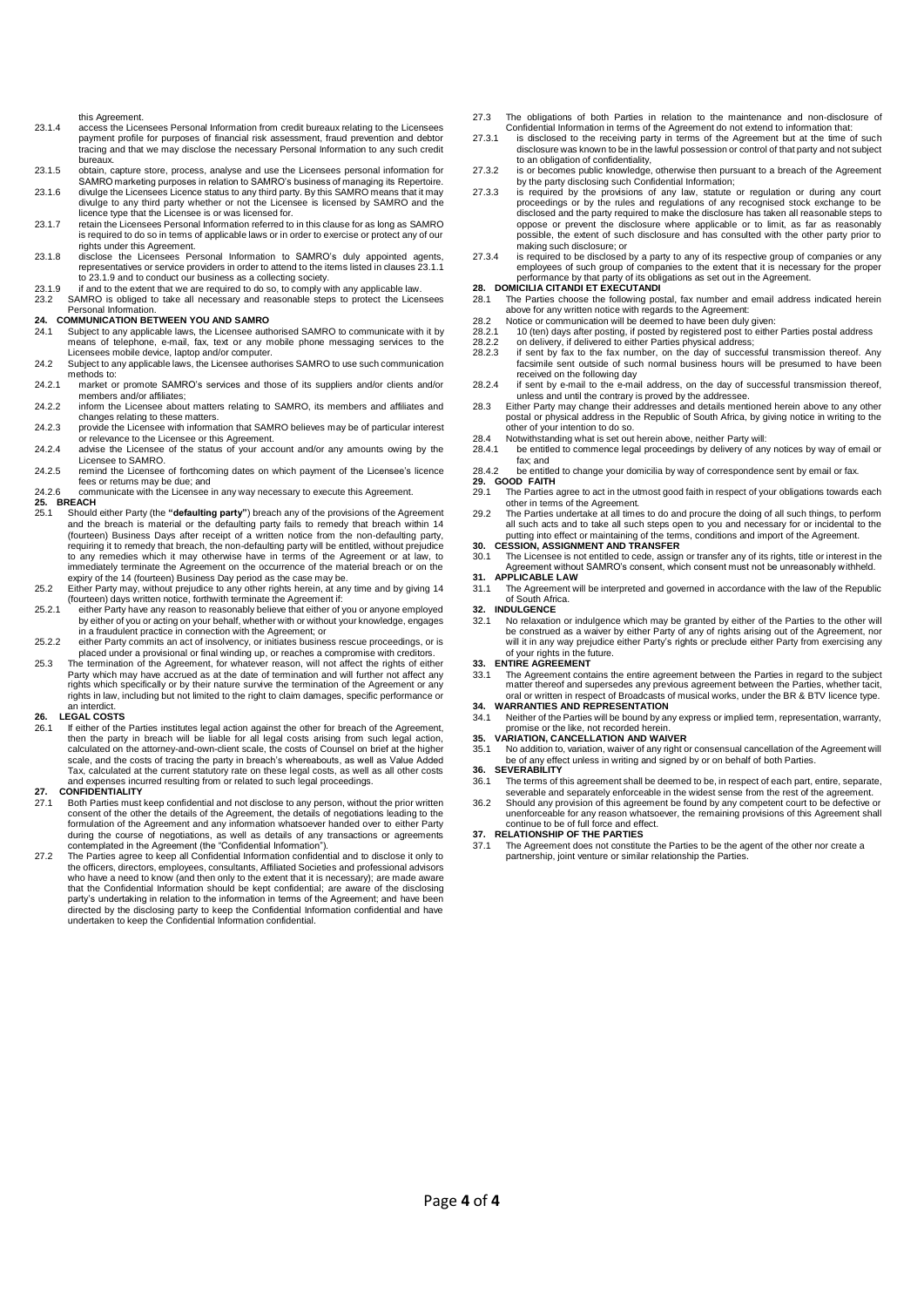this Agreement.

23.1.4 access the Licensees Personal Information from credit bureaux relating to the Licensees payment profile for purposes of financial risk assessment, fraud prevention and debtor tracing and that we may disclose the necessary Personal Information to any such credit bureaux.

23.1.5 obtain, capture store, process, analyse and use the Licensees personal information for SAMRO marketing purposes in relation to SAMRO's business of managing its Repertoire.

23.1.6 divulge the Licensees Licence status to any third party. By this SAMRO means that it may divulge to any third party whether or not the Licensee is licensed by SAMRO and the licence type that the Licensee is or was licensed for.

23.1.7 retain the Licensees Personal Information referred to in this clause for as long as SAMRO is required to do so in terms of applicable laws or in order to exercise or protect any of our rights under this Agreement.

23.1.8 disclose the Licensees Personal Information to SAMRO's duly appointed agents, representatives or service providers in order to attend to the items listed in clauses 23.1.1 to 23.1.9 and to conduct our business as a collecting society.

23.1.9 if and to the extent that we are required to do so, to comply with any applicable law.

23.2 SAMRO is obliged to take all necessary and reasonable steps to protect the Licensees Personal Information.

## 24. COMMUNICATION BETWEEN YOU AND SAMRO

24.1 Subject to any applicable laws, the Licensee authorised SAMRO to communicate with it by means of telephone, e-mail, fax, text or any mobile phone messaging services to the Licensees mobile device, laptop and/or computer.

24.2 Subject to any applicable laws, the Licensee authorises SAMRO to use such communication methods to:

24.2.1 market or promote SAMRO's services and those of its suppliers and/or clients and/or members and/or affiliates;

24.2.2 inform the Licensee about matters relating to SAMRO, its members and affiliates and changes relating to these matters.

24.2.3 provide the Licensee with information that SAMRO believes may be of particular interest or relevance to the Licensee or this Agreement.

24.2.4 advise the Licensee of the status of your account and/or any amounts owing by the Licensee to SAMRO.

24.2.5 remind the Licensee of forthcoming dates on which payment of the Licensee's licence fees or returns may be due; and

24.2.6 communicate with the Licensee in any way necessary to execute this Agreement.

## 25. BREACH

25.1 Should either Party (the "**defaulting party**") breach any of the provisions of the Agreement and the breach is material or the defaulting party fails to remedy that breach within 14 (fourteen) Business Days after receipt of a written notice from the non-defaulting party, requiring it to remedy that breach, the non-defaulting party will be entitled, without prejudice to any remedies which it may otherwise have in terms of the Agreement or at law, to immediately terminate the Agreement on the occurrence of the material breach or on the expiry of the 14 (fourteen) Business Day period as the case may be.

25.2 Either Party may, without prejudice to any other rights herein, at any time and by giving 14 (fourteen) days written notice, forthwith terminate the Agreement if:

25.2.1 either Party have any reason to reasonably believe that either of you or anyone employed by either of you or acting on your behalf, whether with or without your knowledge, engages in a fraudulent practice in connection with the Agreement; or

25.2.2 either Party commits an act of insolvency, or initiates business rescue proceedings, or is placed under a provisional or final winding up, or reaches a compromise with creditors.

25.3 The termination of the Agreement, for whatever reason, will not affect the rights of either Party which may have accrued as at the date of termination and will further not affect any rights which specifically or by their nature survive the termination of the Agreement or any rights in law, including but not limited to the right to claim damages, specific performance or an interdict.

## 26. LEGAL COSTS

26.1 If either of the Parties institutes legal action against the other for breach of the Agreement, then the party in breach will be liable for all legal costs arising from such legal action, calculated on the attorney-and-own-client scale, the costs of Counsel on brief at the higher scale, and the costs of tracing the party in breach's whereabouts, as well as Value Added Tax, calculated at the current statutory rate on these legal costs, as well as all other costs and expenses incurred resulting from or related to such legal proceedings.

## 27. CONFIDENTIALITY

27.1 Both Parties must keep confidential and not disclose to any person, without the prior written consent of the other the details of the Agreement, the details of negotiations leading to the formulation of the Agreement and any information whatsoever handed over to either Party during the course of negotiations, as well as details of any transactions or agreements contemplated in the Agreement (the "Confidential Information").

27.2 The Parties agree to keep all Confidential Information confidential and to disclose it only to the officers, directors, employees, consultants, Affiliated Societies and professional advisors who have a need to know (and then only to the extent that it is necessary); are made aware that the Confidential Information should be kept confidential; are aware of the disclosing party's undertaking in relation to the information in terms of the Agreement; and have been directed by the disclosing party to keep the Confidential Information confidential and have undertaken to keep the Confidential Information confidential.

27.3 The obligations of both Parties in relation to the maintenance and non-disclosure of Confidential Information in terms of the Agreement do not extend to information that:

27.3.1 is disclosed to the receiving party in terms of the Agreement but at the time of such disclosure was known to be in the lawful possession or control of that party and not subject to an obligation of confidentiality,

27.3.2 is or becomes public knowledge, otherwise then pursuant to a breach of the Agreement by the party disclosing such Confidential Information;

27.3.3 is required by the provisions of any law, statute or regulation or during any court proceedings or by the rules and regulations of any recognised stock exchange to be disclosed and the party required to make the disclosure has taken all reasonable steps to oppose or prevent the disclosure where applicable or to limit, as far as reasonably possible, the extent of such disclosure and has consulted with the other party prior to making such disclosure; or

27.3.4 is required to be disclosed by a party to any of its respective group of companies or any employees of such group of companies to the extent that it is necessary for the proper performance by that party of its obligations as set out in the Agreement.

## 28. DOMICILIA CITANDI ET EXECUTANDI

28.1 The Parties choose the following postal, fax number and email address indicated herein above for any written notice with regards to the Agreement:

28.2 Notice or communication will be deemed to have been duly given:

28.2.1 10 (ten) days after posting, if posted by registered post to either Parties postal address

28.2.2 on delivery, if delivered to either Parties physical address;

28.2.3 if sent by fax to the fax number, on the day of successful transmission thereof. Any facsimile sent outside of such normal business hours will be presumed to have been received on the following day

28.2.4 if sent by e-mail to the e-mail address, on the day of successful transmission thereof, unless and until the contrary is proved by the addressee.

28.3 Either Party may change their addresses and details mentioned herein above to any other postal or physical address in the Republic of South Africa, by giving notice in writing to the other of your intention to do so.

28.4 Notwithstanding what is set out herein above, neither Party will:

28.4.1 be entitled to commence legal proceedings by delivery of any notices by way of email or fax; and

28.4.2 be entitled to change your domicilia by way of correspondence sent by email or fax.

## 29. GOOD FAITH

29.1 The Parties agree to act in the utmost good faith in respect of your obligations towards each other in terms of the Agreement.

29.2 The Parties undertake at all times to do and procure the doing of all such things, to perform all such acts and to take all such steps open to you and necessary for or incidental to the putting into effect or maintaining of the terms, conditions and import of the Agreement.

## 30. CESSION, ASSIGNMENT AND TRANSFER

30.1 The Licensee is not entitled to cede, assign or transfer any of its rights, title or interest in the Agreement without SAMRO's consent, which consent must not be unreasonably withheld.

## 31. APPLICABLE LAW

31.1 The Agreement will be interpreted and governed in accordance with the law of the Republic of South Africa.

## 32. INDULGENCE

32.1 No relaxation or indulgence which may be granted by either of the Parties to the other will be construed as a waiver by either Party of any of rights arising out of the Agreement, nor will it in any way prejudice either Party's rights or preclude either Party from exercising any of your rights in the future.

## 33. ENTIRE AGREEMENT

33.1 The Agreement contains the entire agreement between the Parties in regard to the subject matter thereof and supersedes any previous agreement between the Parties, whether tacit, oral or written in respect of Broadcasts of musical works, under the BR & BTV licence type.

## 34. WARRANTIES AND REPRESENTATION

34.1 Neither of the Parties will be bound by any express or implied term, representation, warranty, promise or the like, not recorded herein.

## 35. VARIATION, CANCELLATION AND WAIVER

35.1 No addition to, variation, waiver of any right or consensual cancellation of the Agreement will be of any effect unless in writing and signed by or on behalf of both Parties.

## 36. SEVERABILITY

36.1 The terms of this agreement shall be deemed to be, in respect of each part, entire, separate, severable and separately enforceable in the widest sense from the rest of the agreement.

36.2 Should any provision of this agreement be found by any competent court to be defective or unenforceable for any reason whatsoever, the remaining provisions of this Agreement shall continue to be of full force and effect.

## 37. RELATIONSHIP OF THE PARTIES

37.1 The Agreement does not constitute the Parties to be the agent of the other nor create a partnership, joint venture or similar relationship the Parties.